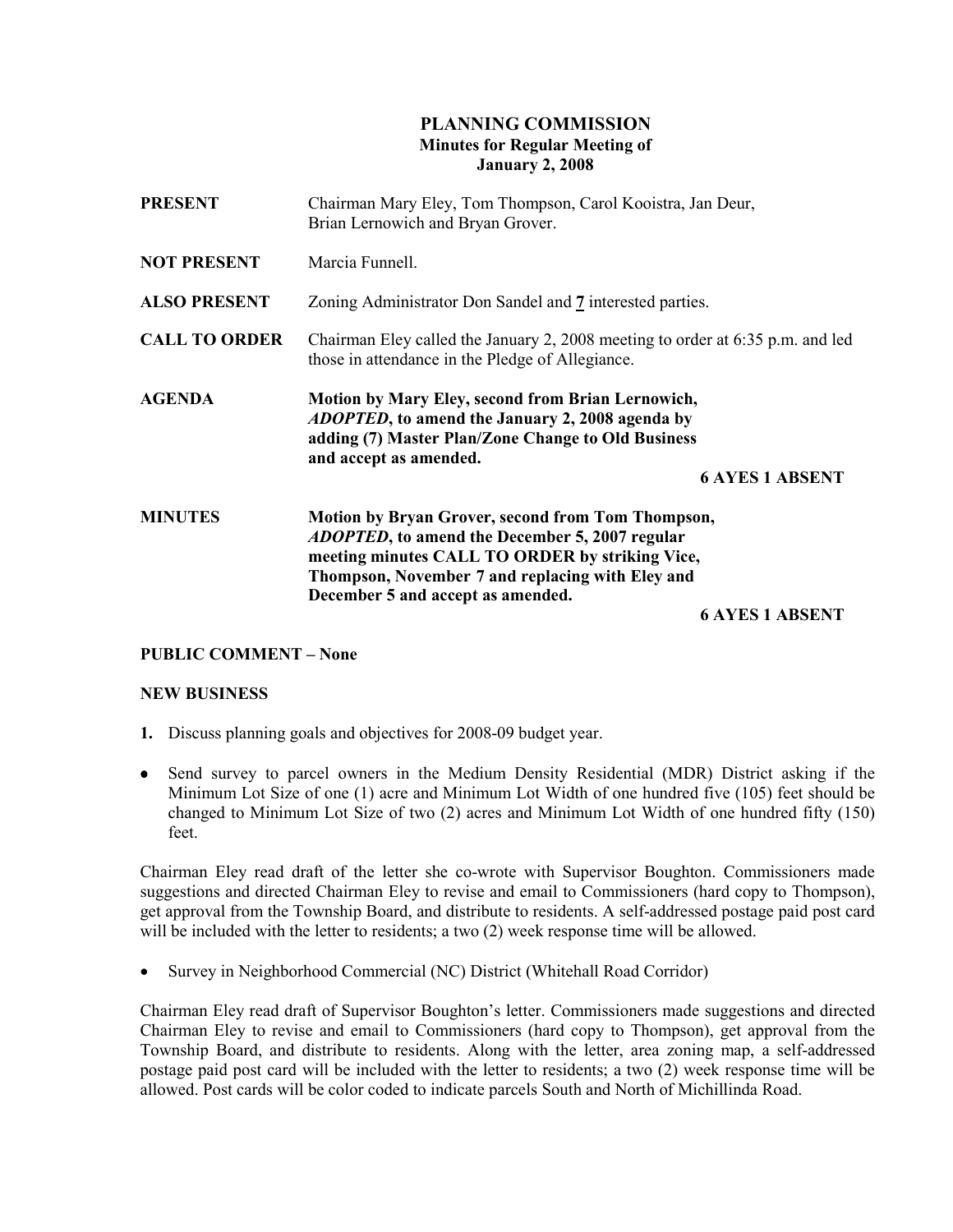# PLANNING COMMISSION
## Minutes for Regular Meeting of
## January 2, 2008

**PRESENT** Chairman Mary Eley, Tom Thompson, Carol Kooistra, Jan Deur, Brian Lernowich and Bryan Grover.

**NOT PRESENT** Marcia Funnell.

**ALSO PRESENT** Zoning Administrator Don Sandel and **7** interested parties.

**CALL TO ORDER** Chairman Eley called the January 2, 2008 meeting to order at 6:35 p.m. and led those in attendance in the Pledge of Allegiance.

**AGENDA** **Motion by Mary Eley, second from Brian Lernowich, *ADOPTED*, to amend the January 2, 2008 agenda by adding (7) Master Plan/Zone Change to Old Business and accept as amended.**

**6 AYES 1 ABSENT**

**MINUTES** **Motion by Bryan Grover, second from Tom Thompson, *ADOPTED*, to amend the December 5, 2007 regular meeting minutes CALL TO ORDER by striking Vice, Thompson, November 7 and replacing with Eley and December 5 and accept as amended.**

**6 AYES 1 ABSENT**

**PUBLIC COMMENT – None**

**NEW BUSINESS**

**1.** Discuss planning goals and objectives for 2008-09 budget year.

- Send survey to parcel owners in the Medium Density Residential (MDR) District asking if the Minimum Lot Size of one (1) acre and Minimum Lot Width of one hundred five (105) feet should be changed to Minimum Lot Size of two (2) acres and Minimum Lot Width of one hundred fifty (150) feet.

Chairman Eley read draft of the letter she co-wrote with Supervisor Boughton. Commissioners made suggestions and directed Chairman Eley to revise and email to Commissioners (hard copy to Thompson), get approval from the Township Board, and distribute to residents. A self-addressed postage paid post card will be included with the letter to residents; a two (2) week response time will be allowed.

- Survey in Neighborhood Commercial (NC) District (Whitehall Road Corridor)

Chairman Eley read draft of Supervisor Boughton's letter. Commissioners made suggestions and directed Chairman Eley to revise and email to Commissioners (hard copy to Thompson), get approval from the Township Board, and distribute to residents. Along with the letter, area zoning map, a self-addressed postage paid post card will be included with the letter to residents; a two (2) week response time will be allowed. Post cards will be color coded to indicate parcels South and North of Michillinda Road.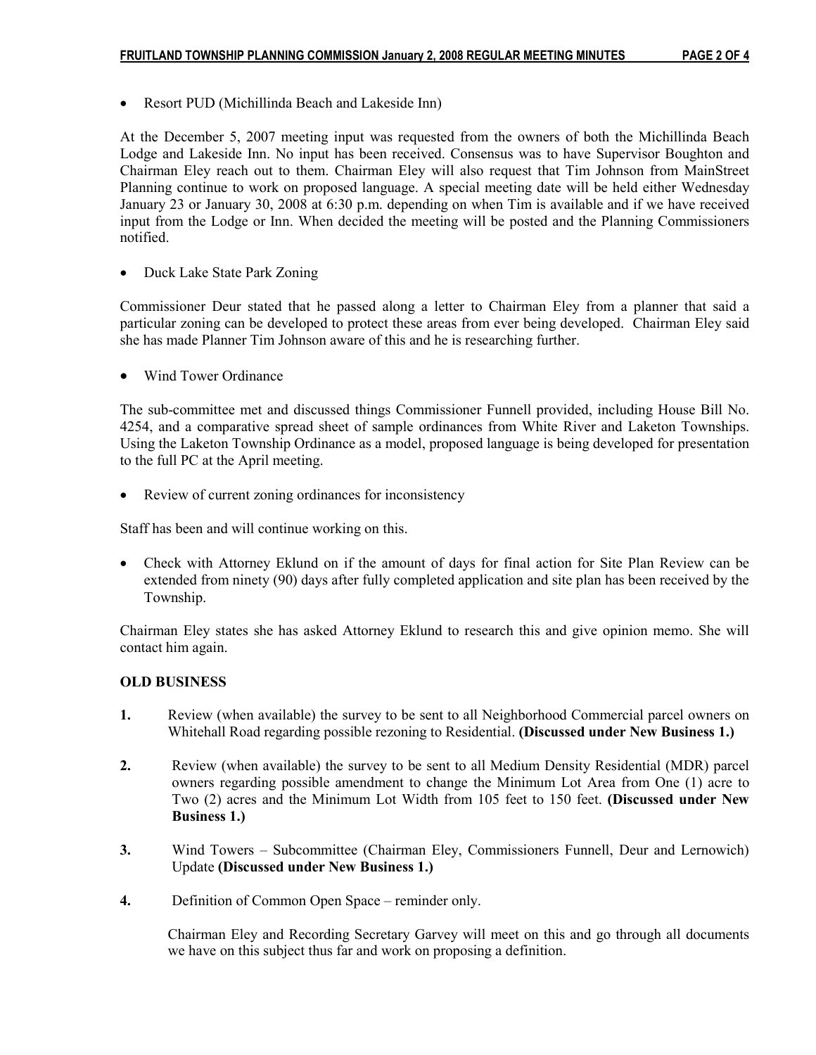- Resort PUD (Michillinda Beach and Lakeside Inn)

At the December 5, 2007 meeting input was requested from the owners of both the Michillinda Beach Lodge and Lakeside Inn. No input has been received. Consensus was to have Supervisor Boughton and Chairman Eley reach out to them. Chairman Eley will also request that Tim Johnson from MainStreet Planning continue to work on proposed language. A special meeting date will be held either Wednesday January 23 or January 30, 2008 at 6:30 p.m. depending on when Tim is available and if we have received input from the Lodge or Inn. When decided the meeting will be posted and the Planning Commissioners notified.

- Duck Lake State Park Zoning

Commissioner Deur stated that he passed along a letter to Chairman Eley from a planner that said a particular zoning can be developed to protect these areas from ever being developed. Chairman Eley said she has made Planner Tim Johnson aware of this and he is researching further.

- Wind Tower Ordinance

The sub-committee met and discussed things Commissioner Funnell provided, including House Bill No. 4254, and a comparative spread sheet of sample ordinances from White River and Laketon Townships. Using the Laketon Township Ordinance as a model, proposed language is being developed for presentation to the full PC at the April meeting.

- Review of current zoning ordinances for inconsistency

Staff has been and will continue working on this.

- Check with Attorney Eklund on if the amount of days for final action for Site Plan Review can be extended from ninety (90) days after fully completed application and site plan has been received by the Township.

Chairman Eley states she has asked Attorney Eklund to research this and give opinion memo. She will contact him again.

**OLD BUSINESS**

**1.** Review (when available) the survey to be sent to all Neighborhood Commercial parcel owners on Whitehall Road regarding possible rezoning to Residential. **(Discussed under New Business 1.)**

**2.** Review (when available) the survey to be sent to all Medium Density Residential (MDR) parcel owners regarding possible amendment to change the Minimum Lot Area from One (1) acre to Two (2) acres and the Minimum Lot Width from 105 feet to 150 feet. **(Discussed under New Business 1.)**

**3.** Wind Towers – Subcommittee (Chairman Eley, Commissioners Funnell, Deur and Lernowich) Update **(Discussed under New Business 1.)**

**4.** Definition of Common Open Space – reminder only.

Chairman Eley and Recording Secretary Garvey will meet on this and go through all documents we have on this subject thus far and work on proposing a definition.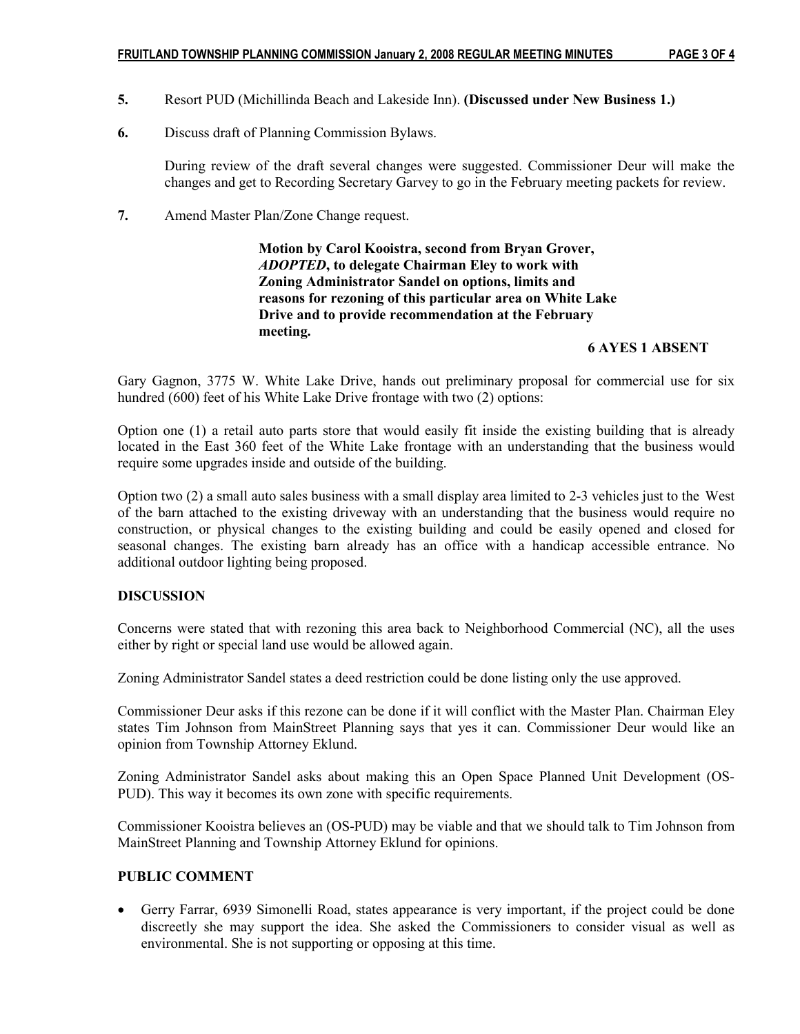5. Resort PUD (Michillinda Beach and Lakeside Inn). **(Discussed under New Business 1.)**

6. Discuss draft of Planning Commission Bylaws.

   During review of the draft several changes were suggested. Commissioner Deur will make the changes and get to Recording Secretary Garvey to go in the February meeting packets for review.

7. Amend Master Plan/Zone Change request.

   **Motion by Carol Kooistra, second from Bryan Grover, *ADOPTED*, to delegate Chairman Eley to work with Zoning Administrator Sandel on options, limits and reasons for rezoning of this particular area on White Lake Drive and to provide recommendation at the February meeting.**

   **6 AYES 1 ABSENT**

Gary Gagnon, 3775 W. White Lake Drive, hands out preliminary proposal for commercial use for six hundred (600) feet of his White Lake Drive frontage with two (2) options:

Option one (1) a retail auto parts store that would easily fit inside the existing building that is already located in the East 360 feet of the White Lake frontage with an understanding that the business would require some upgrades inside and outside of the building.

Option two (2) a small auto sales business with a small display area limited to 2-3 vehicles just to the West of the barn attached to the existing driveway with an understanding that the business would require no construction, or physical changes to the existing building and could be easily opened and closed for seasonal changes. The existing barn already has an office with a handicap accessible entrance. No additional outdoor lighting being proposed.

## DISCUSSION

Concerns were stated that with rezoning this area back to Neighborhood Commercial (NC), all the uses either by right or special land use would be allowed again.

Zoning Administrator Sandel states a deed restriction could be done listing only the use approved.

Commissioner Deur asks if this rezone can be done if it will conflict with the Master Plan. Chairman Eley states Tim Johnson from MainStreet Planning says that yes it can. Commissioner Deur would like an opinion from Township Attorney Eklund.

Zoning Administrator Sandel asks about making this an Open Space Planned Unit Development (OS-PUD). This way it becomes its own zone with specific requirements.

Commissioner Kooistra believes an (OS-PUD) may be viable and that we should talk to Tim Johnson from MainStreet Planning and Township Attorney Eklund for opinions.

## PUBLIC COMMENT

- Gerry Farrar, 6939 Simonelli Road, states appearance is very important, if the project could be done discreetly she may support the idea. She asked the Commissioners to consider visual as well as environmental. She is not supporting or opposing at this time.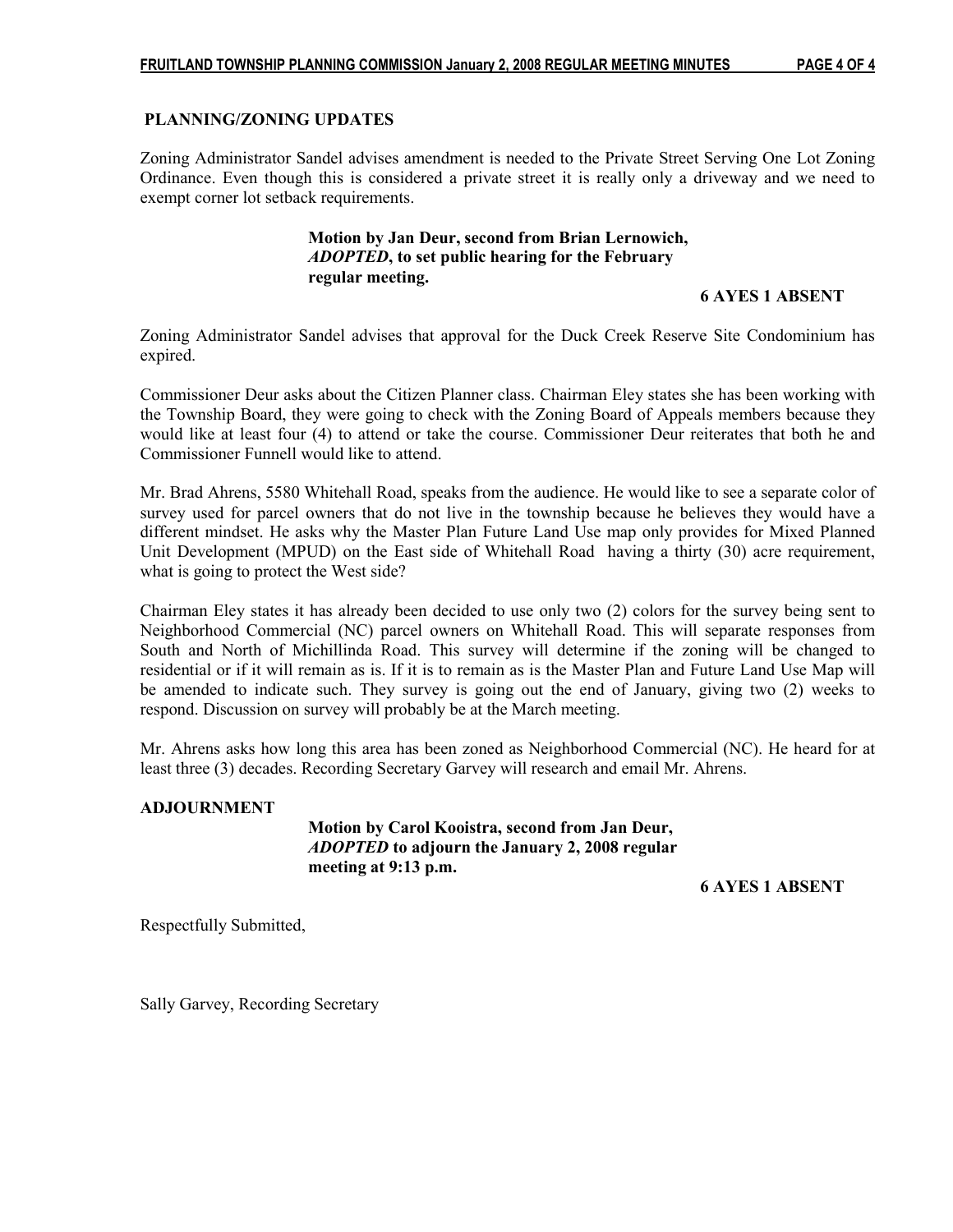## PLANNING/ZONING UPDATES

Zoning Administrator Sandel advises amendment is needed to the Private Street Serving One Lot Zoning Ordinance. Even though this is considered a private street it is really only a driveway and we need to exempt corner lot setback requirements.

> **Motion by Jan Deur, second from Brian Lernowich, *ADOPTED*, to set public hearing for the February regular meeting.**
>
> **6 AYES 1 ABSENT**

Zoning Administrator Sandel advises that approval for the Duck Creek Reserve Site Condominium has expired.

Commissioner Deur asks about the Citizen Planner class. Chairman Eley states she has been working with the Township Board, they were going to check with the Zoning Board of Appeals members because they would like at least four (4) to attend or take the course. Commissioner Deur reiterates that both he and Commissioner Funnell would like to attend.

Mr. Brad Ahrens, 5580 Whitehall Road, speaks from the audience. He would like to see a separate color of survey used for parcel owners that do not live in the township because he believes they would have a different mindset. He asks why the Master Plan Future Land Use map only provides for Mixed Planned Unit Development (MPUD) on the East side of Whitehall Road having a thirty (30) acre requirement, what is going to protect the West side?

Chairman Eley states it has already been decided to use only two (2) colors for the survey being sent to Neighborhood Commercial (NC) parcel owners on Whitehall Road. This will separate responses from South and North of Michillinda Road. This survey will determine if the zoning will be changed to residential or if it will remain as is. If it is to remain as is the Master Plan and Future Land Use Map will be amended to indicate such. They survey is going out the end of January, giving two (2) weeks to respond. Discussion on survey will probably be at the March meeting.

Mr. Ahrens asks how long this area has been zoned as Neighborhood Commercial (NC). He heard for at least three (3) decades. Recording Secretary Garvey will research and email Mr. Ahrens.

## ADJOURNMENT

> **Motion by Carol Kooistra, second from Jan Deur, *ADOPTED* to adjourn the January 2, 2008 regular meeting at 9:13 p.m.**
>
> **6 AYES 1 ABSENT**

Respectfully Submitted,

Sally Garvey, Recording Secretary